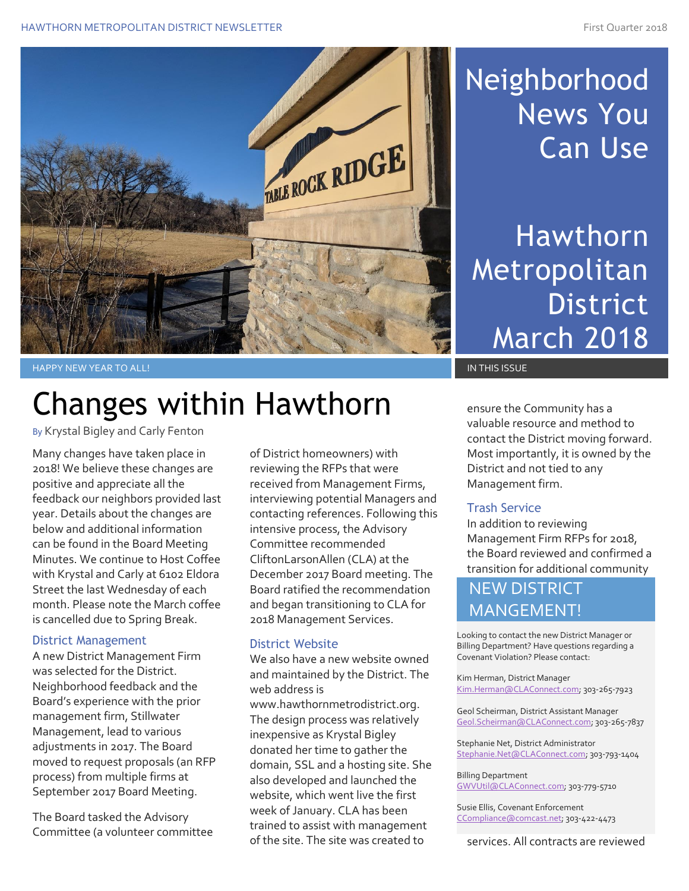# Neighborhood News You Can Use

## Hawthorn Metropolitan District March 2018

HAPPY NEW YEAR TO ALL!

# Changes within Hawthorn

By Krystal Bigley and Carly Fenton

Many changes have taken place in 2018! We believe these changes are positive and appreciate all the feedback our neighbors provided last year. Details about the changes are below and additional information can be found in the Board Meeting Minutes. We continue to Host Coffee with Krystal and Carly at 6102 Eldora Street the last Wednesday of each month. Please note the March coffee is cancelled due to Spring Break.

### District Management

A new District Management Firm was selected for the District. Neighborhood feedback and the Board's experience with the prior management firm, Stillwater Management, lead to various adjustments in 2017. The Board moved to request proposals (an RFP process) from multiple firms at September 2017 Board Meeting.

The Board tasked the Advisory Committee (a volunteer committee of District homeowners) with reviewing the RFPs that were received from Management Firms, interviewing potential Managers and contacting references. Following this intensive process, the Advisory Committee recommended CliftonLarsonAllen (CLA) at the December 2017 Board meeting. The Board ratified the recommendation and began transitioning to CLA for 2018 Management Services.

### District Website

We also have a new website owned and maintained by the District. The web address is www.hawthornmetrodistrict.org. The design process was relatively inexpensive as Krystal Bigley donated her time to gather the domain, SSL and a hosting site. She also developed and launched the website, which went live the first week of January. CLA has been trained to assist with management of the site. The site was created to ensure the Community has a valuable resource and method to contact the District moving forward. Most importantly, it is owned by the District and not tied to any Management firm.

### Trash Service

In addition to reviewing Management Firm RFPs for 2018, the Board reviewed and confirmed a transition for additional community services. All contracts are reviewed

## NEW DISTRICT MANGEMENT!

Looking to contact the new District Manager or Billing Department? Have questions regarding a Covenant Violation? Please contact:

Kim Herman, District Manager
Kim.Herman@CLAConnect.com; 303-265-7923

Geol Scheirman, District Assistant Manager
Geol.Scheirman@CLAConnect.com; 303-265-7837

Stephanie Net, District Administrator
Stephanie.Net@CLAConnect.com; 303-793-1404

Billing Department
GWVUtil@CLAConnect.com; 303-779-5710

Susie Ellis, Covenant Enforcement
CCompliance@comcast.net; 303-422-4473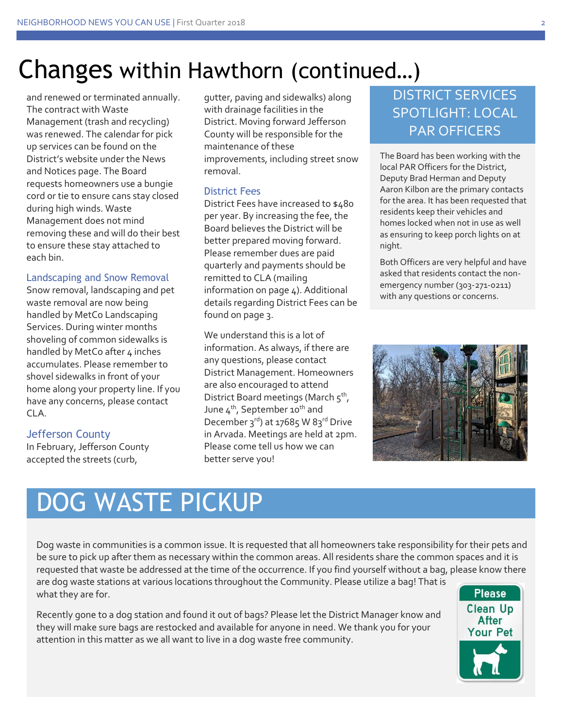# Changes within Hawthorn (continued…)

and renewed or terminated annually. The contract with Waste Management (trash and recycling) was renewed. The calendar for pick up services can be found on the District's website under the News and Notices page. The Board requests homeowners use a bungie cord or tie to ensure cans stay closed during high winds. Waste Management does not mind removing these and will do their best to ensure these stay attached to each bin.

### Landscaping and Snow Removal

Snow removal, landscaping and pet waste removal are now being handled by MetCo Landscaping Services. During winter months shoveling of common sidewalks is handled by MetCo after 4 inches accumulates. Please remember to shovel sidewalks in front of your home along your property line. If you have any concerns, please contact CLA.

### Jefferson County

In February, Jefferson County accepted the streets (curb, gutter, paving and sidewalks) along with drainage facilities in the District. Moving forward Jefferson County will be responsible for the maintenance of these improvements, including street snow removal.

### District Fees

District Fees have increased to $480 per year. By increasing the fee, the Board believes the District will be better prepared moving forward. Please remember dues are paid quarterly and payments should be remitted to CLA (mailing information on page 4). Additional details regarding District Fees can be found on page 3.

We understand this is a lot of information. As always, if there are any questions, please contact District Management. Homeowners are also encouraged to attend District Board meetings (March 5th, June 4th, September 10th and December 3rd) at 17685 W 83rd Drive in Arvada. Meetings are held at 2pm. Please come tell us how we can better serve you!

## DISTRICT SERVICES SPOTLIGHT: LOCAL PAR OFFICERS

The Board has been working with the local PAR Officers for the District, Deputy Brad Herman and Deputy Aaron Kilbon are the primary contacts for the area. It has been requested that residents keep their vehicles and homes locked when not in use as well as ensuring to keep porch lights on at night.

Both Officers are very helpful and have asked that residents contact the non-emergency number (303-271-0211) with any questions or concerns.

# DOG WASTE PICKUP

Dog waste in communities is a common issue. It is requested that all homeowners take responsibility for their pets and be sure to pick up after them as necessary within the common areas. All residents share the common spaces and it is requested that waste be addressed at the time of the occurrence. If you find yourself without a bag, please know there are dog waste stations at various locations throughout the Community. Please utilize a bag! That is what they are for.

Recently gone to a dog station and found it out of bags? Please let the District Manager know and they will make sure bags are restocked and available for anyone in need. We thank you for your attention in this matter as we all want to live in a dog waste free community.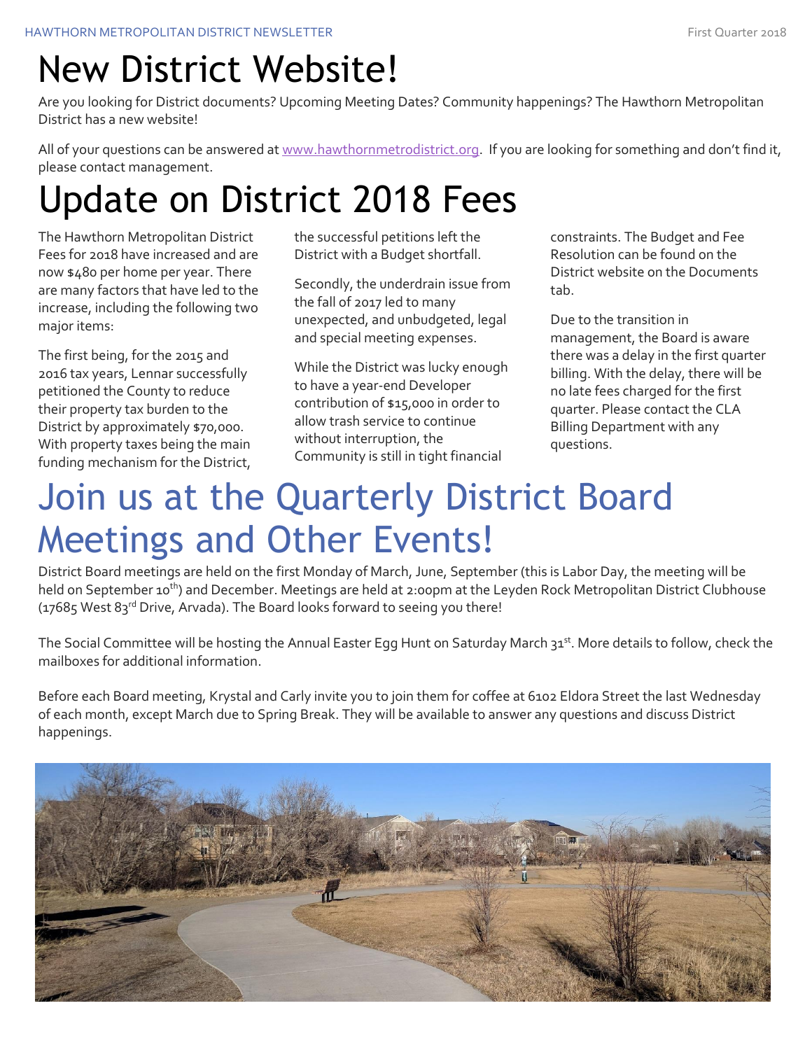# New District Website!

Are you looking for District documents? Upcoming Meeting Dates? Community happenings? The Hawthorn Metropolitan District has a new website!

All of your questions can be answered at [www.hawthornmetrodistrict.org](http://www.hawthornmetrodistrict.org). If you are looking for something and don't find it, please contact management.

# Update on District 2018 Fees

The Hawthorn Metropolitan District Fees for 2018 have increased and are now $480 per home per year. There are many factors that have led to the increase, including the following two major items:

The first being, for the 2015 and 2016 tax years, Lennar successfully petitioned the County to reduce their property tax burden to the District by approximately $70,000. With property taxes being the main funding mechanism for the District, the successful petitions left the District with a Budget shortfall.

Secondly, the underdrain issue from the fall of 2017 led to many unexpected, and unbudgeted, legal and special meeting expenses.

While the District was lucky enough to have a year-end Developer contribution of $15,000 in order to allow trash service to continue without interruption, the Community is still in tight financial constraints. The Budget and Fee Resolution can be found on the District website on the Documents tab.

Due to the transition in management, the Board is aware there was a delay in the first quarter billing. With the delay, there will be no late fees charged for the first quarter. Please contact the CLA Billing Department with any questions.

# Join us at the Quarterly District Board Meetings and Other Events!

District Board meetings are held on the first Monday of March, June, September (this is Labor Day, the meeting will be held on September 10th) and December. Meetings are held at 2:00pm at the Leyden Rock Metropolitan District Clubhouse (17685 West 83rd Drive, Arvada). The Board looks forward to seeing you there!

The Social Committee will be hosting the Annual Easter Egg Hunt on Saturday March 31st. More details to follow, check the mailboxes for additional information.

Before each Board meeting, Krystal and Carly invite you to join them for coffee at 6102 Eldora Street the last Wednesday of each month, except March due to Spring Break. They will be available to answer any questions and discuss District happenings.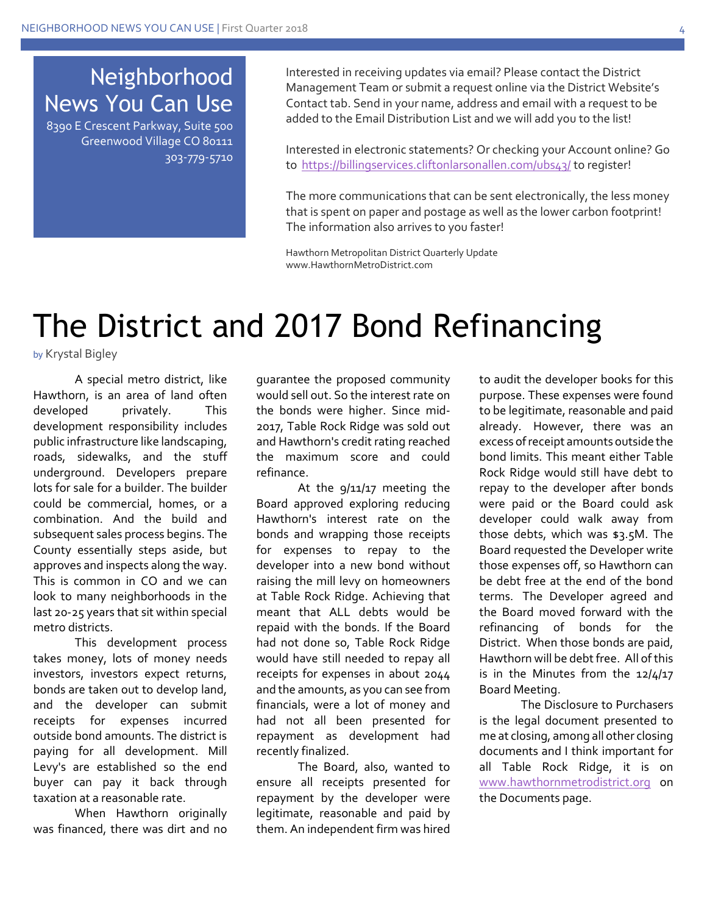# Neighborhood News You Can Use

8390 E Crescent Parkway, Suite 500
Greenwood Village CO 80111
303-779-5710

Interested in receiving updates via email? Please contact the District Management Team or submit a request online via the District Website's Contact tab. Send in your name, address and email with a request to be added to the Email Distribution List and we will add you to the list!

Interested in electronic statements? Or checking your Account online? Go to https://billingservices.cliftonlarsonallen.com/ubs43/ to register!

The more communications that can be sent electronically, the less money that is spent on paper and postage as well as the lower carbon footprint! The information also arrives to you faster!

Hawthorn Metropolitan District Quarterly Update
www.HawthornMetroDistrict.com

# The District and 2017 Bond Refinancing

by Krystal Bigley

A special metro district, like Hawthorn, is an area of land often developed privately. This development responsibility includes public infrastructure like landscaping, roads, sidewalks, and the stuff underground. Developers prepare lots for sale for a builder. The builder could be commercial, homes, or a combination. And the build and subsequent sales process begins. The County essentially steps aside, but approves and inspects along the way. This is common in CO and we can look to many neighborhoods in the last 20-25 years that sit within special metro districts.

This development process takes money, lots of money needs investors, investors expect returns, bonds are taken out to develop land, and the developer can submit receipts for expenses incurred outside bond amounts. The district is paying for all development. Mill Levy's are established so the end buyer can pay it back through taxation at a reasonable rate.

When Hawthorn originally was financed, there was dirt and no guarantee the proposed community would sell out. So the interest rate on the bonds were higher. Since mid-2017, Table Rock Ridge was sold out and Hawthorn's credit rating reached the maximum score and could refinance.

At the 9/11/17 meeting the Board approved exploring reducing Hawthorn's interest rate on the bonds and wrapping those receipts for expenses to repay to the developer into a new bond without raising the mill levy on homeowners at Table Rock Ridge. Achieving that meant that ALL debts would be repaid with the bonds. If the Board had not done so, Table Rock Ridge would have still needed to repay all receipts for expenses in about 2044 and the amounts, as you can see from financials, were a lot of money and had not all been presented for repayment as development had recently finalized.

The Board, also, wanted to ensure all receipts presented for repayment by the developer were legitimate, reasonable and paid by them. An independent firm was hired to audit the developer books for this purpose. These expenses were found to be legitimate, reasonable and paid already. However, there was an excess of receipt amounts outside the bond limits. This meant either Table Rock Ridge would still have debt to repay to the developer after bonds were paid or the Board could ask developer could walk away from those debts, which was $3.5M. The Board requested the Developer write those expenses off, so Hawthorn can be debt free at the end of the bond terms. The Developer agreed and the Board moved forward with the refinancing of bonds for the District. When those bonds are paid, Hawthorn will be debt free. All of this is in the Minutes from the 12/4/17 Board Meeting.

The Disclosure to Purchasers is the legal document presented to me at closing, among all other closing documents and I think important for all Table Rock Ridge, it is on www.hawthornmetrodistrict.org on the Documents page.